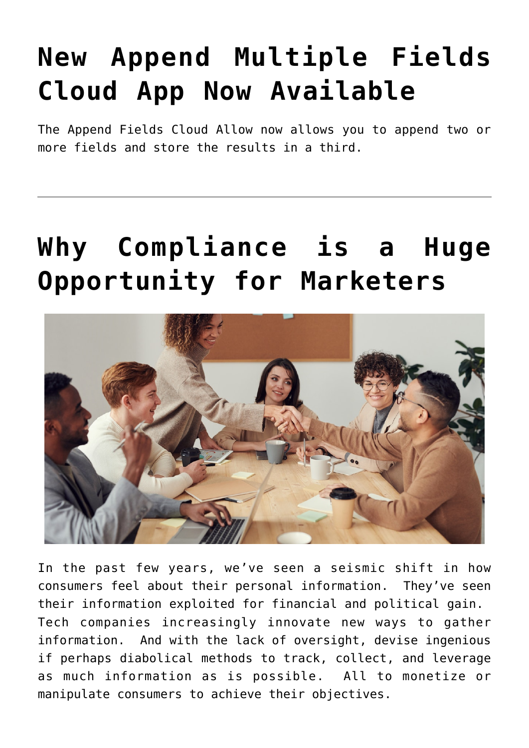# New Append Multiple Fields Cloud App Now Available

The Append Fields Cloud Allow now allows you to append two or more fields and store the results in a third.

---

# Why Compliance is a Huge Opportunity for Marketers

In the past few years, we've seen a seismic shift in how consumers feel about their personal information. They've seen their information exploited for financial and political gain. Tech companies increasingly innovate new ways to gather information. And with the lack of oversight, devise ingenious if perhaps diabolical methods to track, collect, and leverage as much information as is possible. All to monetize or manipulate consumers to achieve their objectives.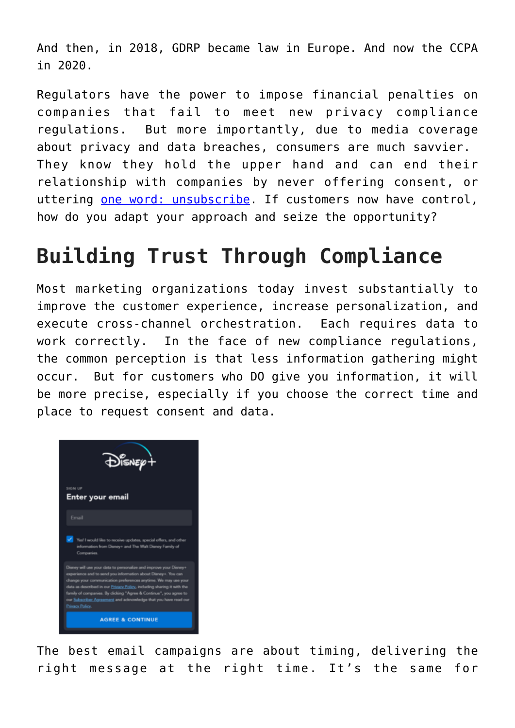And then, in 2018, GDRP became law in Europe. And now the CCPA in 2020.

Regulators have the power to impose financial penalties on companies that fail to meet new privacy compliance regulations. But more importantly, due to media coverage about privacy and data breaches, consumers are much savvier. They know they hold the upper hand and can end their relationship with companies by never offering consent, or uttering one word: unsubscribe. If customers now have control, how do you adapt your approach and seize the opportunity?

## Building Trust Through Compliance

Most marketing organizations today invest substantially to improve the customer experience, increase personalization, and execute cross-channel orchestration. Each requires data to work correctly. In the face of new compliance regulations, the common perception is that less information gathering might occur. But for customers who DO give you information, it will be more precise, especially if you choose the correct time and place to request consent and data.

The best email campaigns are about timing, delivering the right message at the right time. It's the same for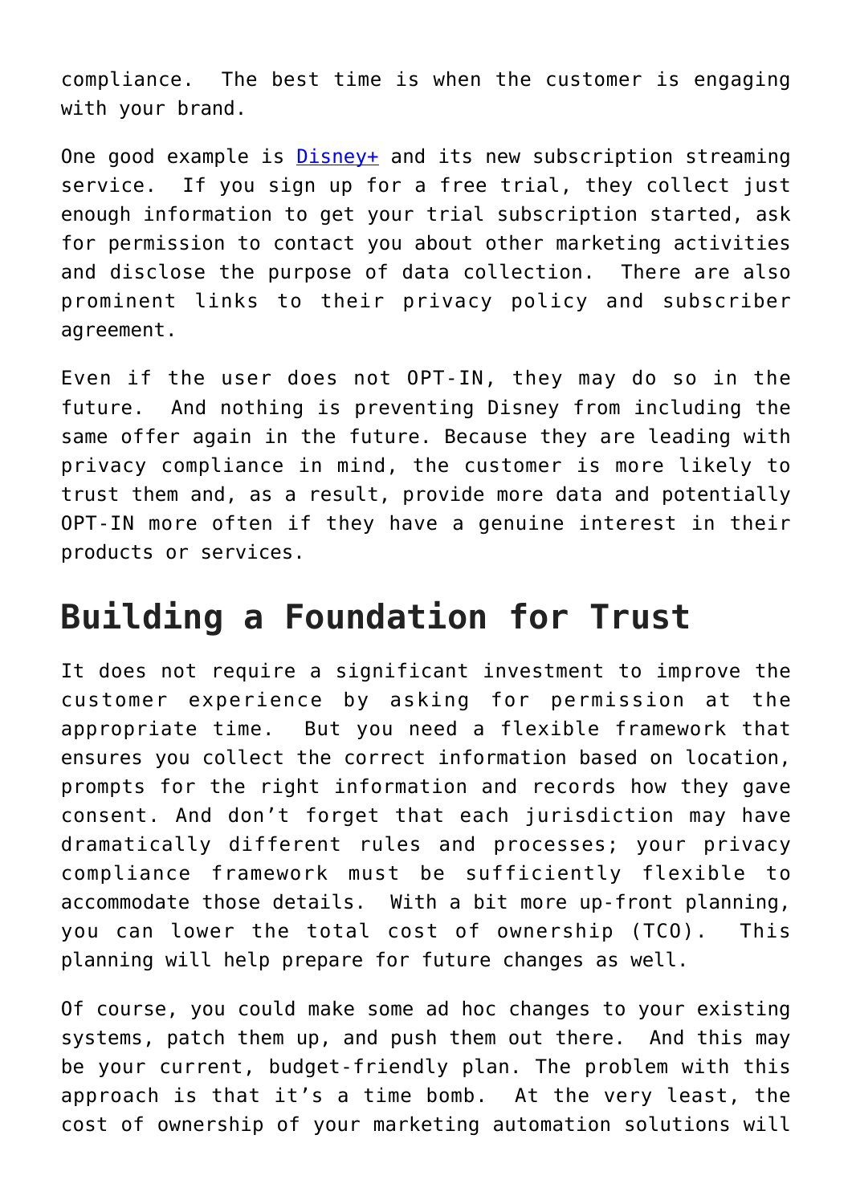compliance. The best time is when the customer is engaging with your brand.

One good example is [Disney+](#) and its new subscription streaming service. If you sign up for a free trial, they collect just enough information to get your trial subscription started, ask for permission to contact you about other marketing activities and disclose the purpose of data collection. There are also prominent links to their privacy policy and subscriber agreement.

Even if the user does not OPT-IN, they may do so in the future. And nothing is preventing Disney from including the same offer again in the future. Because they are leading with privacy compliance in mind, the customer is more likely to trust them and, as a result, provide more data and potentially OPT-IN more often if they have a genuine interest in their products or services.

## Building a Foundation for Trust

It does not require a significant investment to improve the customer experience by asking for permission at the appropriate time. But you need a flexible framework that ensures you collect the correct information based on location, prompts for the right information and records how they gave consent. And don't forget that each jurisdiction may have dramatically different rules and processes; your privacy compliance framework must be sufficiently flexible to accommodate those details. With a bit more up-front planning, you can lower the total cost of ownership (TCO). This planning will help prepare for future changes as well.

Of course, you could make some ad hoc changes to your existing systems, patch them up, and push them out there. And this may be your current, budget-friendly plan. The problem with this approach is that it's a time bomb. At the very least, the cost of ownership of your marketing automation solutions will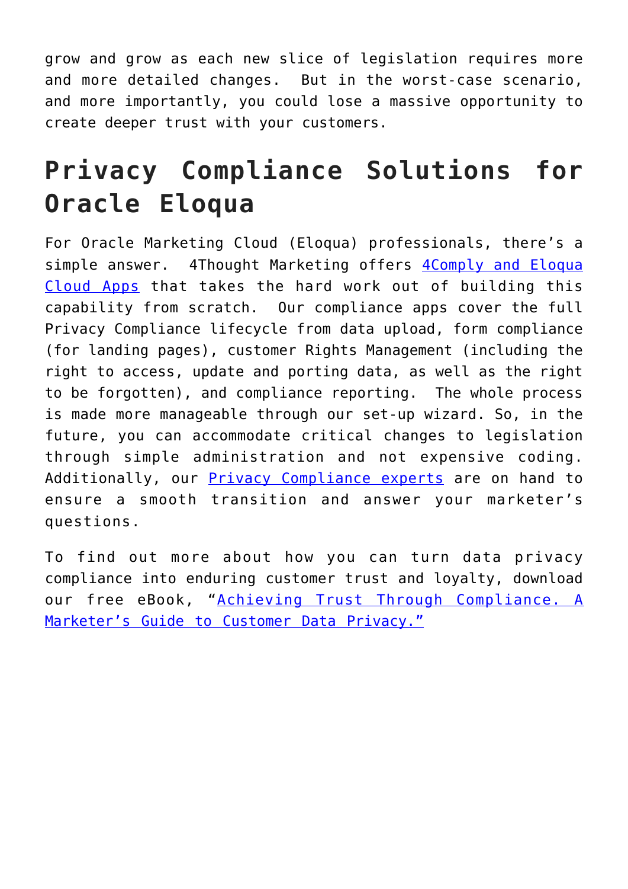grow and grow as each new slice of legislation requires more and more detailed changes.  But in the worst-case scenario, and more importantly, you could lose a massive opportunity to create deeper trust with your customers.

## Privacy Compliance Solutions for Oracle Eloqua

For Oracle Marketing Cloud (Eloqua) professionals, there's a simple answer.  4Thought Marketing offers 4Comply and Eloqua Cloud Apps that takes the hard work out of building this capability from scratch.  Our compliance apps cover the full Privacy Compliance lifecycle from data upload, form compliance (for landing pages), customer Rights Management (including the right to access, update and porting data, as well as the right to be forgotten), and compliance reporting.  The whole process is made more manageable through our set-up wizard. So, in the future, you can accommodate critical changes to legislation through simple administration and not expensive coding.  Additionally, our Privacy Compliance experts are on hand to ensure a smooth transition and answer your marketer's questions.

To find out more about how you can turn data privacy compliance into enduring customer trust and loyalty, download our free eBook, "Achieving Trust Through Compliance. A Marketer's Guide to Customer Data Privacy."